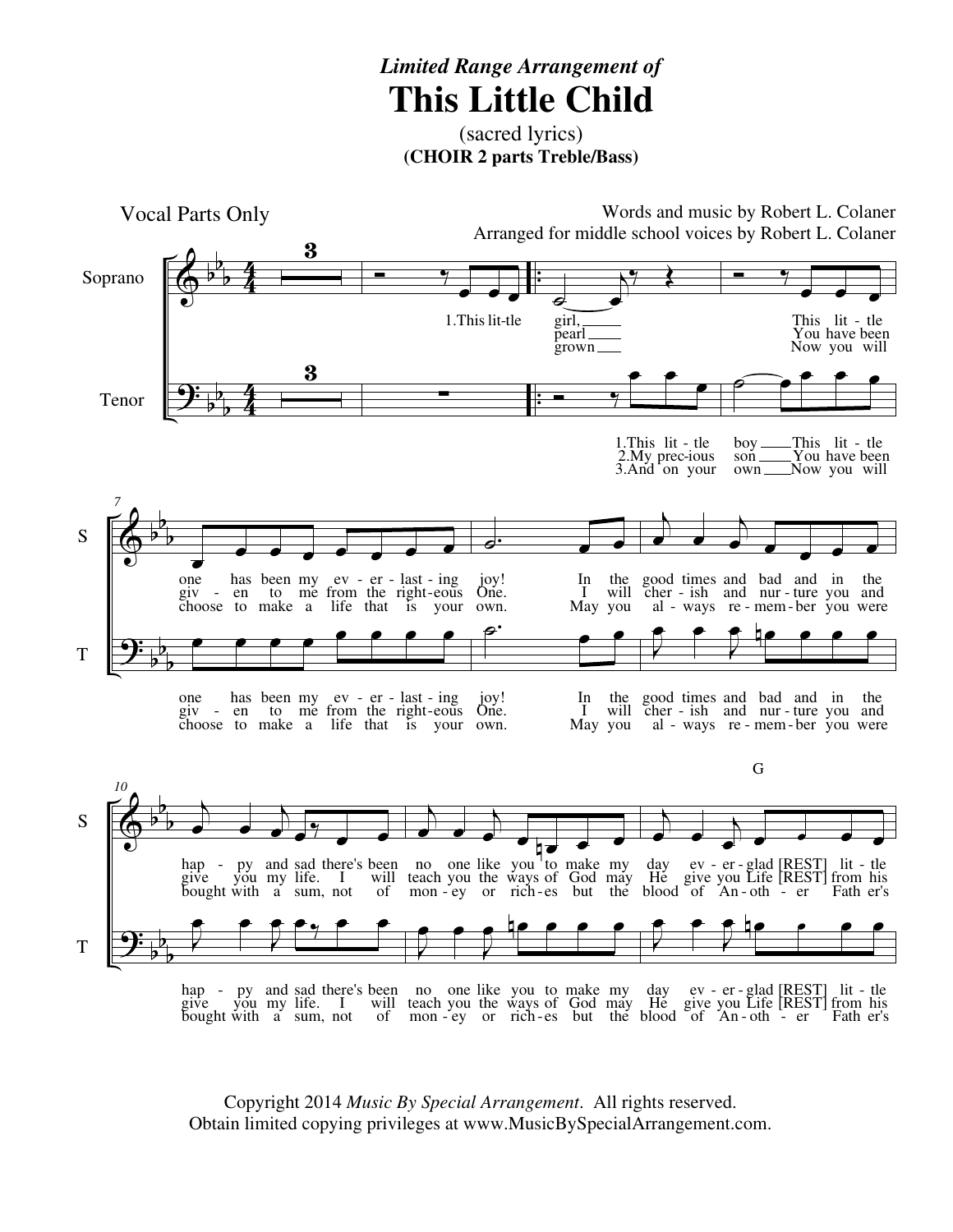*Limited Range Arrangement of*

# This Little Child

(sacred lyrics)

**(CHOIR 2 parts Treble/Bass)**

Vocal Parts Only

Words and music by Robert L. Colaner

Arranged for middle school voices by Robert L. Colaner

Soprano

Tenor

1.This lit-tle girl, This lit - tle one has been my ev - er - last - ing joy! In the good times and bad and in the hap - py and sad there's been no one like you to make my day ev - er - glad [REST] lit - tle

pearl You have been giv - en to me from the right-eous One. I will cher - ish and nur - ture you and give you my life. I will teach you the ways of God may He give you Life [REST] from his

grown Now you will choose to make a life that is your own. May you al - ways re - mem - ber you were bought with a sum, not of mon - ey or rich - es but the blood of An - oth - er Fath er's

1.This lit - tle boy This lit - tle one has been my ev - er - last - ing joy! In the good times and bad and in the hap - py and sad there's been no one like you to make my day ev - er - glad [REST] lit - tle

2.My prec-ious son You have been giv - en to me from the right-eous One. I will cher - ish and nur - ture you and give you my life. I will teach you the ways of God may He give you Life [REST] from his

3.And on your own Now you will choose to make a life that is your own. May you al - ways re - mem - ber you were bought with a sum, not of mon - ey or rich - es but the blood of An - oth - er Fath er's

G

Copyright 2014 *Music By Special Arrangement*. All rights reserved.
Obtain limited copying privileges at www.MusicBySpecialArrangement.com.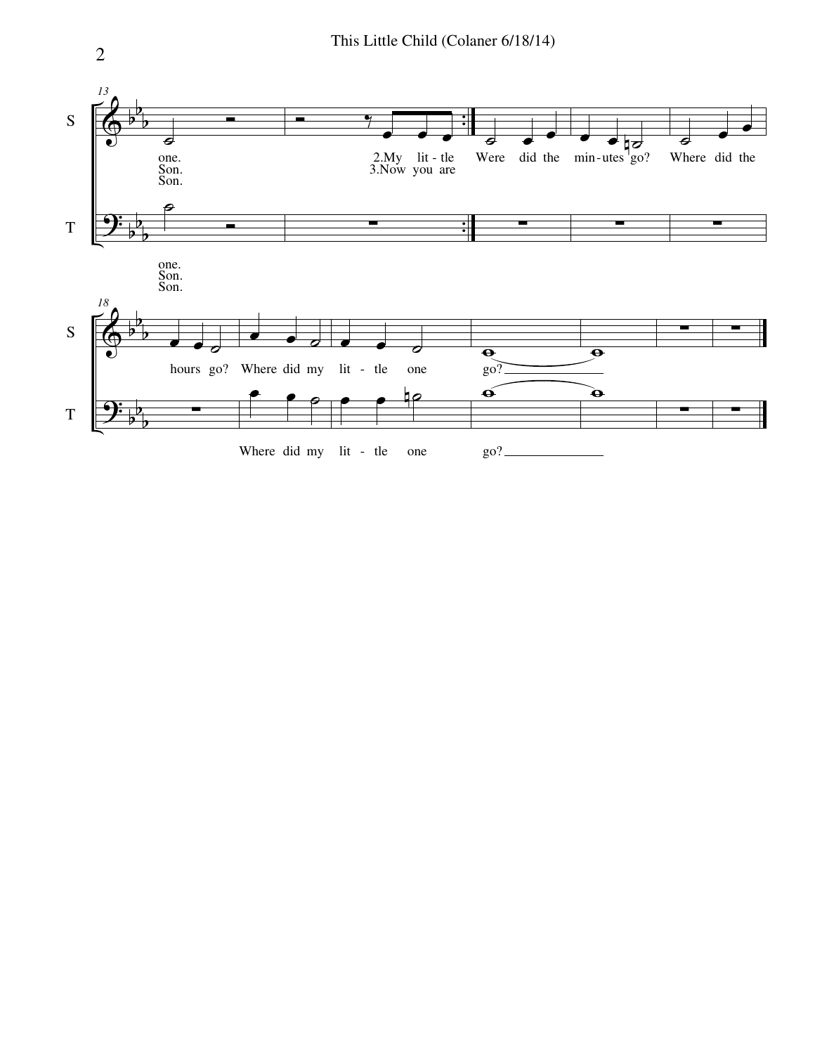S

one.
Son.
Son.

2.My lit - tle
3.Now you are

Were did the min - utes go? Where did the

T

one.
Son.
Son.

S

hours go? Where did my lit - tle one go?

T

Where did my lit - tle one go?